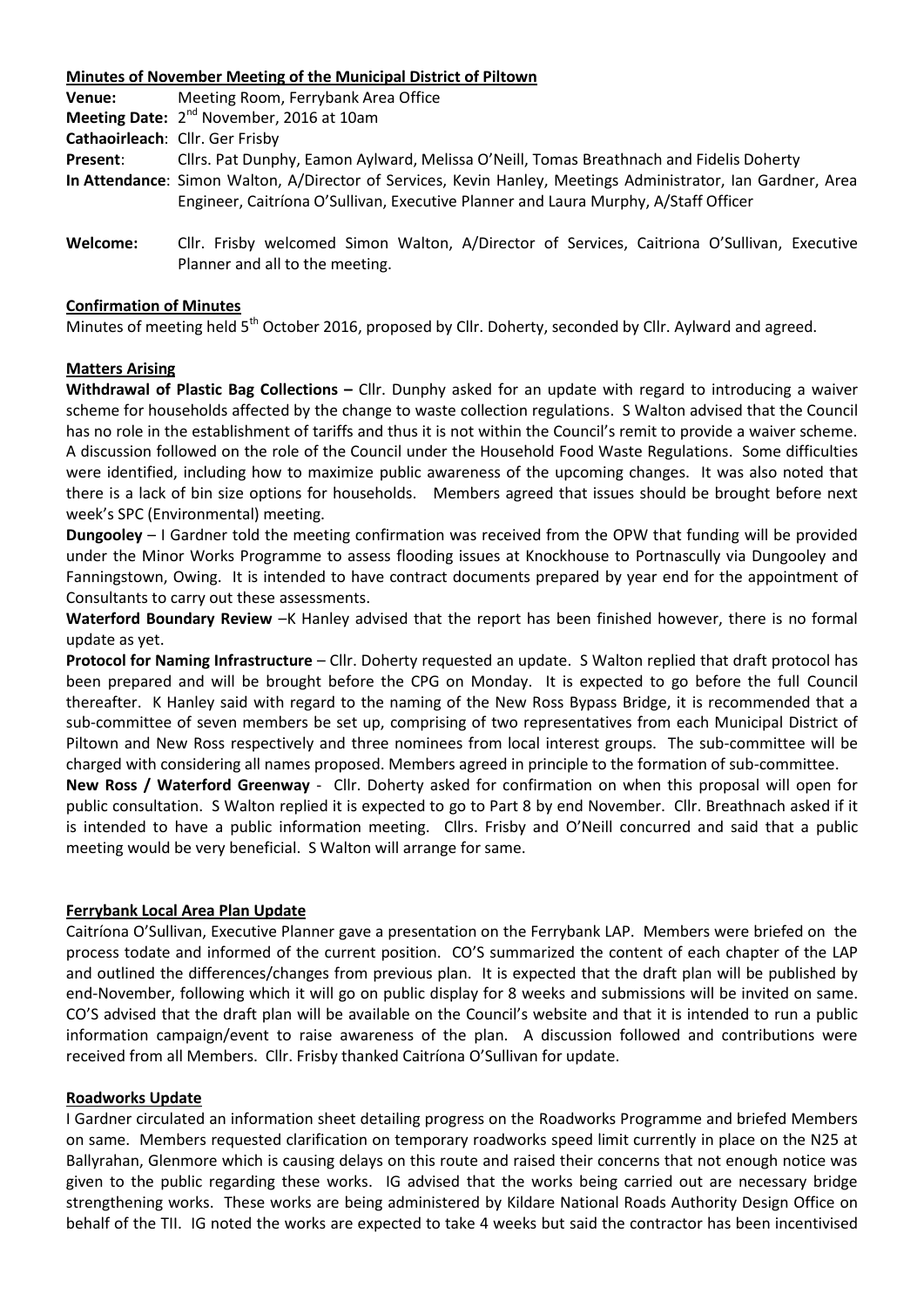## Minutes of November Meeting of the Municipal District of Piltown

**Venue:** Meeting Room, Ferrybank Area Office

**Meeting Date:** 2nd November, 2016 at 10am

**Cathaoirleach**: Cllr. Ger Frisby

**Present**: Cllrs. Pat Dunphy, Eamon Aylward, Melissa O'Neill, Tomas Breathnach and Fidelis Doherty

**In Attendance**: Simon Walton, A/Director of Services, Kevin Hanley, Meetings Administrator, Ian Gardner, Area Engineer, Caitríona O'Sullivan, Executive Planner and Laura Murphy, A/Staff Officer

**Welcome:** Cllr. Frisby welcomed Simon Walton, A/Director of Services, Caitriona O'Sullivan, Executive Planner and all to the meeting.

### Confirmation of Minutes

Minutes of meeting held 5th October 2016, proposed by Cllr. Doherty, seconded by Cllr. Aylward and agreed.

### Matters Arising

**Withdrawal of Plastic Bag Collections –** Cllr. Dunphy asked for an update with regard to introducing a waiver scheme for households affected by the change to waste collection regulations. S Walton advised that the Council has no role in the establishment of tariffs and thus it is not within the Council's remit to provide a waiver scheme. A discussion followed on the role of the Council under the Household Food Waste Regulations. Some difficulties were identified, including how to maximize public awareness of the upcoming changes. It was also noted that there is a lack of bin size options for households. Members agreed that issues should be brought before next week's SPC (Environmental) meeting.

**Dungooley** – I Gardner told the meeting confirmation was received from the OPW that funding will be provided under the Minor Works Programme to assess flooding issues at Knockhouse to Portnascully via Dungooley and Fanningstown, Owing. It is intended to have contract documents prepared by year end for the appointment of Consultants to carry out these assessments.

**Waterford Boundary Review** –K Hanley advised that the report has been finished however, there is no formal update as yet.

**Protocol for Naming Infrastructure** – Cllr. Doherty requested an update. S Walton replied that draft protocol has been prepared and will be brought before the CPG on Monday. It is expected to go before the full Council thereafter. K Hanley said with regard to the naming of the New Ross Bypass Bridge, it is recommended that a sub-committee of seven members be set up, comprising of two representatives from each Municipal District of Piltown and New Ross respectively and three nominees from local interest groups. The sub-committee will be charged with considering all names proposed. Members agreed in principle to the formation of sub-committee.

**New Ross / Waterford Greenway** - Cllr. Doherty asked for confirmation on when this proposal will open for public consultation. S Walton replied it is expected to go to Part 8 by end November. Cllr. Breathnach asked if it is intended to have a public information meeting. Cllrs. Frisby and O'Neill concurred and said that a public meeting would be very beneficial. S Walton will arrange for same.

### Ferrybank Local Area Plan Update

Caitríona O'Sullivan, Executive Planner gave a presentation on the Ferrybank LAP. Members were briefed on the process todate and informed of the current position. CO'S summarized the content of each chapter of the LAP and outlined the differences/changes from previous plan. It is expected that the draft plan will be published by end-November, following which it will go on public display for 8 weeks and submissions will be invited on same. CO'S advised that the draft plan will be available on the Council's website and that it is intended to run a public information campaign/event to raise awareness of the plan. A discussion followed and contributions were received from all Members. Cllr. Frisby thanked Caitríona O'Sullivan for update.

### Roadworks Update

I Gardner circulated an information sheet detailing progress on the Roadworks Programme and briefed Members on same. Members requested clarification on temporary roadworks speed limit currently in place on the N25 at Ballyrahan, Glenmore which is causing delays on this route and raised their concerns that not enough notice was given to the public regarding these works. IG advised that the works being carried out are necessary bridge strengthening works. These works are being administered by Kildare National Roads Authority Design Office on behalf of the TII. IG noted the works are expected to take 4 weeks but said the contractor has been incentivised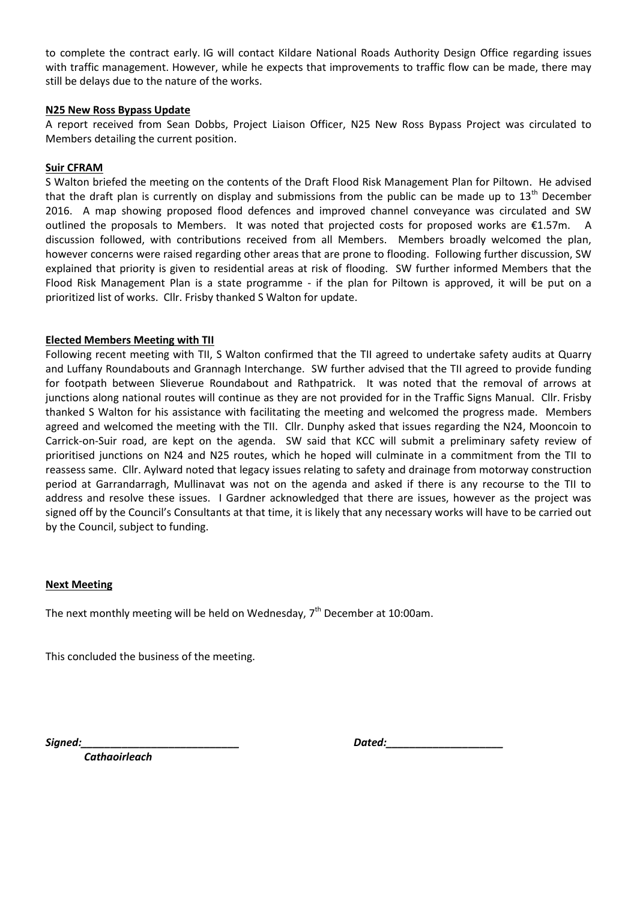to complete the contract early. IG will contact Kildare National Roads Authority Design Office regarding issues with traffic management. However, while he expects that improvements to traffic flow can be made, there may still be delays due to the nature of the works.

**N25 New Ross Bypass Update**

A report received from Sean Dobbs, Project Liaison Officer, N25 New Ross Bypass Project was circulated to Members detailing the current position.

**Suir CFRAM**

S Walton briefed the meeting on the contents of the Draft Flood Risk Management Plan for Piltown. He advised that the draft plan is currently on display and submissions from the public can be made up to 13th December 2016. A map showing proposed flood defences and improved channel conveyance was circulated and SW outlined the proposals to Members. It was noted that projected costs for proposed works are €1.57m. A discussion followed, with contributions received from all Members. Members broadly welcomed the plan, however concerns were raised regarding other areas that are prone to flooding. Following further discussion, SW explained that priority is given to residential areas at risk of flooding. SW further informed Members that the Flood Risk Management Plan is a state programme - if the plan for Piltown is approved, it will be put on a prioritized list of works. Cllr. Frisby thanked S Walton for update.

**Elected Members Meeting with TII**

Following recent meeting with TII, S Walton confirmed that the TII agreed to undertake safety audits at Quarry and Luffany Roundabouts and Grannagh Interchange. SW further advised that the TII agreed to provide funding for footpath between Slieverue Roundabout and Rathpatrick. It was noted that the removal of arrows at junctions along national routes will continue as they are not provided for in the Traffic Signs Manual. Cllr. Frisby thanked S Walton for his assistance with facilitating the meeting and welcomed the progress made. Members agreed and welcomed the meeting with the TII. Cllr. Dunphy asked that issues regarding the N24, Mooncoin to Carrick-on-Suir road, are kept on the agenda. SW said that KCC will submit a preliminary safety review of prioritised junctions on N24 and N25 routes, which he hoped will culminate in a commitment from the TII to reassess same. Cllr. Aylward noted that legacy issues relating to safety and drainage from motorway construction period at Garrandarragh, Mullinavat was not on the agenda and asked if there is any recourse to the TII to address and resolve these issues. I Gardner acknowledged that there are issues, however as the project was signed off by the Council's Consultants at that time, it is likely that any necessary works will have to be carried out by the Council, subject to funding.

**Next Meeting**

The next monthly meeting will be held on Wednesday, 7th December at 10:00am.

This concluded the business of the meeting.

***Signed:___________________________*** ***Dated:____________________***

***Cathaoirleach***